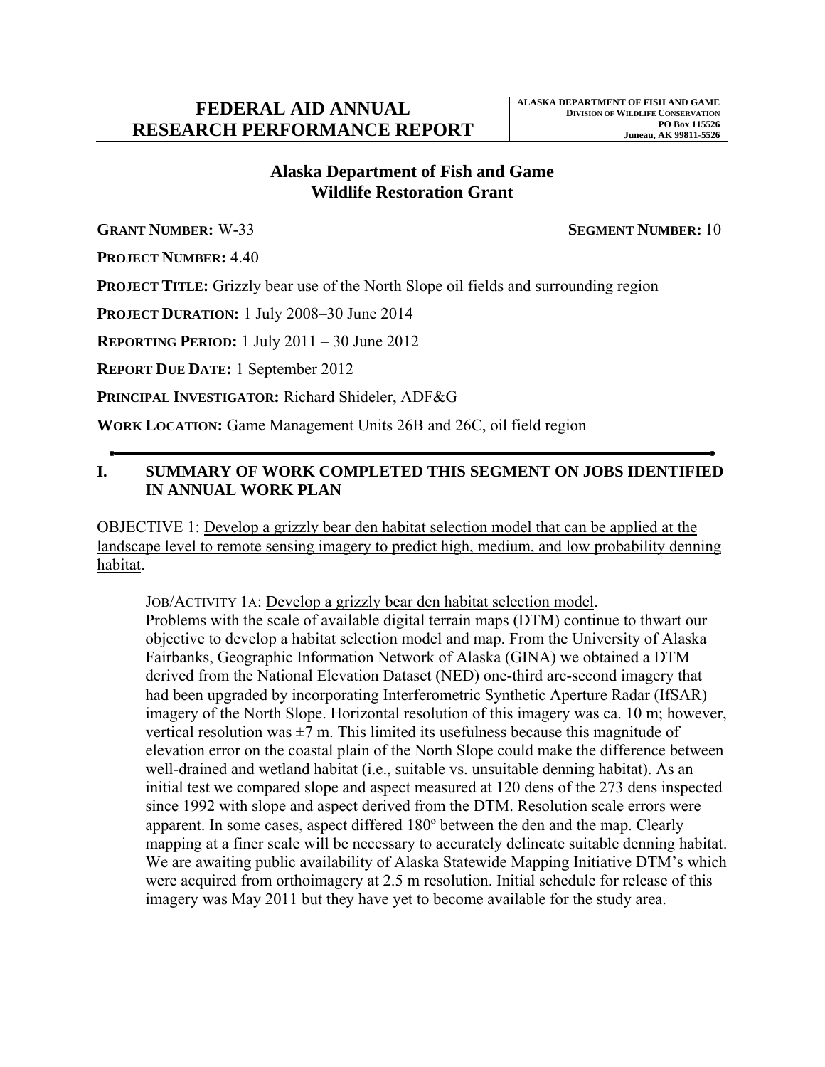# FEDERAL AID ANNUAL RESEARCH PERFORMANCE REPORT

**ALASKA DEPARTMENT OF FISH AND GAME**
**DIVISION OF WILDLIFE CONSERVATION**
**PO Box 115526**
**Juneau, AK 99811-5526**

## Alaska Department of Fish and Game Wildlife Restoration Grant

**GRANT NUMBER:** W-33 **SEGMENT NUMBER:** 10

**PROJECT NUMBER:** 4.40

**PROJECT TITLE:** Grizzly bear use of the North Slope oil fields and surrounding region

**PROJECT DURATION:** 1 July 2008–30 June 2014

**REPORTING PERIOD:** 1 July 2011 – 30 June 2012

**REPORT DUE DATE:** 1 September 2012

**PRINCIPAL INVESTIGATOR:** Richard Shideler, ADF&G

**WORK LOCATION:** Game Management Units 26B and 26C, oil field region

## I. SUMMARY OF WORK COMPLETED THIS SEGMENT ON JOBS IDENTIFIED IN ANNUAL WORK PLAN

OBJECTIVE 1: Develop a grizzly bear den habitat selection model that can be applied at the landscape level to remote sensing imagery to predict high, medium, and low probability denning habitat.

JOB/ACTIVITY 1A: Develop a grizzly bear den habitat selection model.
Problems with the scale of available digital terrain maps (DTM) continue to thwart our objective to develop a habitat selection model and map. From the University of Alaska Fairbanks, Geographic Information Network of Alaska (GINA) we obtained a DTM derived from the National Elevation Dataset (NED) one-third arc-second imagery that had been upgraded by incorporating Interferometric Synthetic Aperture Radar (IfSAR) imagery of the North Slope. Horizontal resolution of this imagery was ca. 10 m; however, vertical resolution was ±7 m. This limited its usefulness because this magnitude of elevation error on the coastal plain of the North Slope could make the difference between well-drained and wetland habitat (i.e., suitable vs. unsuitable denning habitat). As an initial test we compared slope and aspect measured at 120 dens of the 273 dens inspected since 1992 with slope and aspect derived from the DTM. Resolution scale errors were apparent. In some cases, aspect differed 180º between the den and the map. Clearly mapping at a finer scale will be necessary to accurately delineate suitable denning habitat. We are awaiting public availability of Alaska Statewide Mapping Initiative DTM's which were acquired from orthoimagery at 2.5 m resolution. Initial schedule for release of this imagery was May 2011 but they have yet to become available for the study area.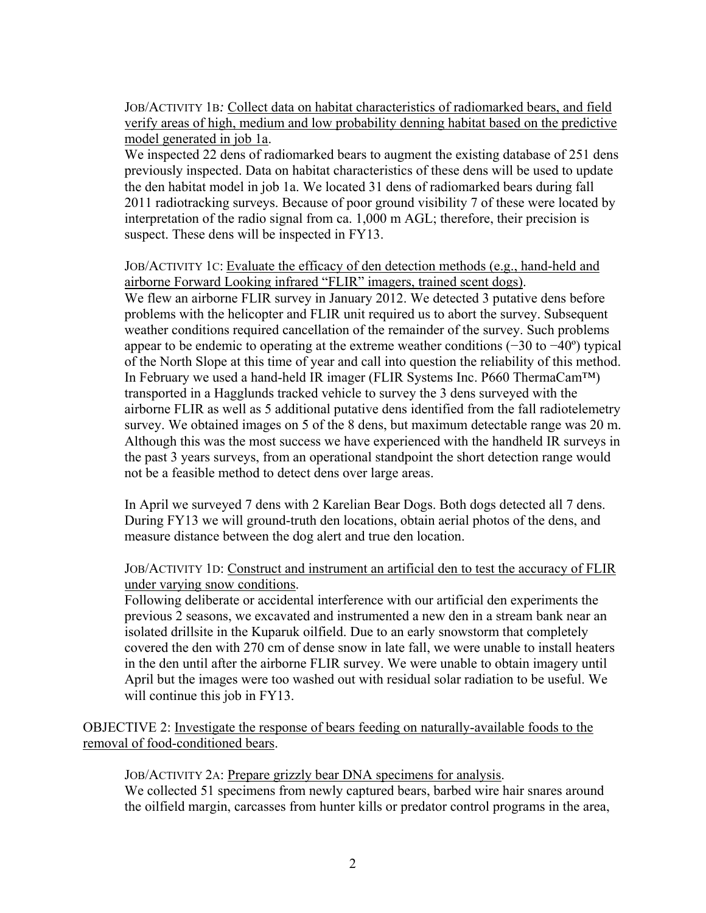JOB/ACTIVITY 1B*:* <u>Collect data on habitat characteristics of radiomarked bears, and field verify areas of high, medium and low probability denning habitat based on the predictive model generated in job 1a</u>.

We inspected 22 dens of radiomarked bears to augment the existing database of 251 dens previously inspected. Data on habitat characteristics of these dens will be used to update the den habitat model in job 1a. We located 31 dens of radiomarked bears during fall 2011 radiotracking surveys. Because of poor ground visibility 7 of these were located by interpretation of the radio signal from ca. 1,000 m AGL; therefore, their precision is suspect. These dens will be inspected in FY13.

JOB/ACTIVITY 1C: <u>Evaluate the efficacy of den detection methods (e.g., hand-held and airborne Forward Looking infrared "FLIR" imagers, trained scent dogs)</u>.

We flew an airborne FLIR survey in January 2012. We detected 3 putative dens before problems with the helicopter and FLIR unit required us to abort the survey. Subsequent weather conditions required cancellation of the remainder of the survey. Such problems appear to be endemic to operating at the extreme weather conditions (−30 to −40º) typical of the North Slope at this time of year and call into question the reliability of this method. In February we used a hand-held IR imager (FLIR Systems Inc. P660 ThermaCam™) transported in a Hagglunds tracked vehicle to survey the 3 dens surveyed with the airborne FLIR as well as 5 additional putative dens identified from the fall radiotelemetry survey. We obtained images on 5 of the 8 dens, but maximum detectable range was 20 m. Although this was the most success we have experienced with the handheld IR surveys in the past 3 years surveys, from an operational standpoint the short detection range would not be a feasible method to detect dens over large areas.

In April we surveyed 7 dens with 2 Karelian Bear Dogs. Both dogs detected all 7 dens. During FY13 we will ground-truth den locations, obtain aerial photos of the dens, and measure distance between the dog alert and true den location.

JOB/ACTIVITY 1D: <u>Construct and instrument an artificial den to test the accuracy of FLIR under varying snow conditions</u>.

Following deliberate or accidental interference with our artificial den experiments the previous 2 seasons, we excavated and instrumented a new den in a stream bank near an isolated drillsite in the Kuparuk oilfield. Due to an early snowstorm that completely covered the den with 270 cm of dense snow in late fall, we were unable to install heaters in the den until after the airborne FLIR survey. We were unable to obtain imagery until April but the images were too washed out with residual solar radiation to be useful. We will continue this job in FY13.

OBJECTIVE 2: <u>Investigate the response of bears feeding on naturally-available foods to the removal of food-conditioned bears</u>.

JOB/ACTIVITY 2A: <u>Prepare grizzly bear DNA specimens for analysis</u>.

We collected 51 specimens from newly captured bears, barbed wire hair snares around the oilfield margin, carcasses from hunter kills or predator control programs in the area,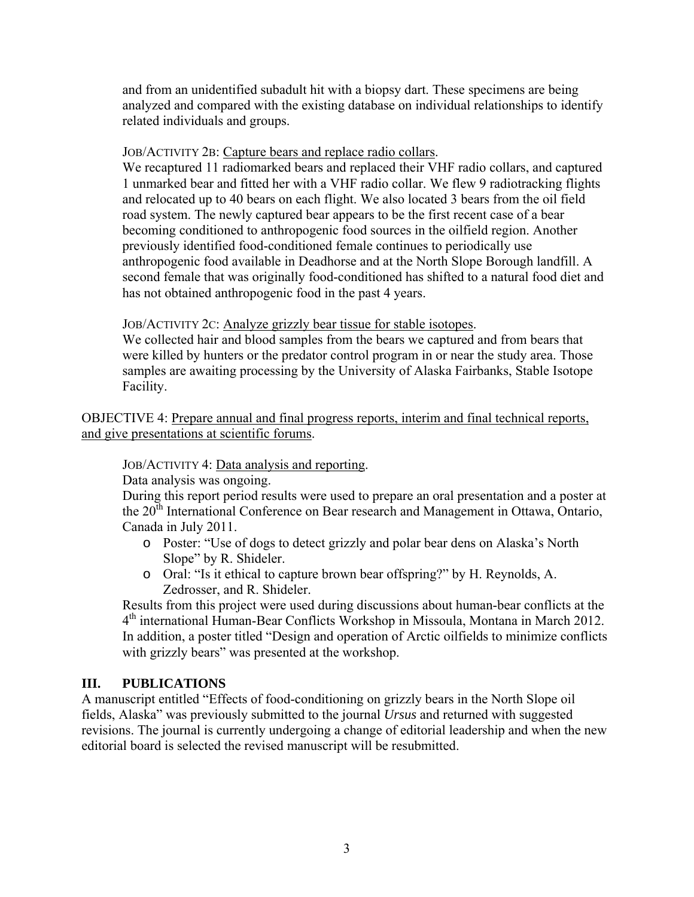and from an unidentified subadult hit with a biopsy dart. These specimens are being analyzed and compared with the existing database on individual relationships to identify related individuals and groups.

JOB/ACTIVITY 2B: Capture bears and replace radio collars.
We recaptured 11 radiomarked bears and replaced their VHF radio collars, and captured 1 unmarked bear and fitted her with a VHF radio collar. We flew 9 radiotracking flights and relocated up to 40 bears on each flight. We also located 3 bears from the oil field road system. The newly captured bear appears to be the first recent case of a bear becoming conditioned to anthropogenic food sources in the oilfield region. Another previously identified food-conditioned female continues to periodically use anthropogenic food available in Deadhorse and at the North Slope Borough landfill. A second female that was originally food-conditioned has shifted to a natural food diet and has not obtained anthropogenic food in the past 4 years.

JOB/ACTIVITY 2C: Analyze grizzly bear tissue for stable isotopes.
We collected hair and blood samples from the bears we captured and from bears that were killed by hunters or the predator control program in or near the study area. Those samples are awaiting processing by the University of Alaska Fairbanks, Stable Isotope Facility.

OBJECTIVE 4: Prepare annual and final progress reports, interim and final technical reports, and give presentations at scientific forums.

JOB/ACTIVITY 4: Data analysis and reporting.
Data analysis was ongoing.
During this report period results were used to prepare an oral presentation and a poster at the 20th International Conference on Bear research and Management in Ottawa, Ontario, Canada in July 2011.

- Poster: "Use of dogs to detect grizzly and polar bear dens on Alaska's North Slope" by R. Shideler.
- Oral: "Is it ethical to capture brown bear offspring?" by H. Reynolds, A. Zedrosser, and R. Shideler.

Results from this project were used during discussions about human-bear conflicts at the 4th international Human-Bear Conflicts Workshop in Missoula, Montana in March 2012. In addition, a poster titled "Design and operation of Arctic oilfields to minimize conflicts with grizzly bears" was presented at the workshop.

## III. PUBLICATIONS

A manuscript entitled "Effects of food-conditioning on grizzly bears in the North Slope oil fields, Alaska" was previously submitted to the journal *Ursus* and returned with suggested revisions. The journal is currently undergoing a change of editorial leadership and when the new editorial board is selected the revised manuscript will be resubmitted.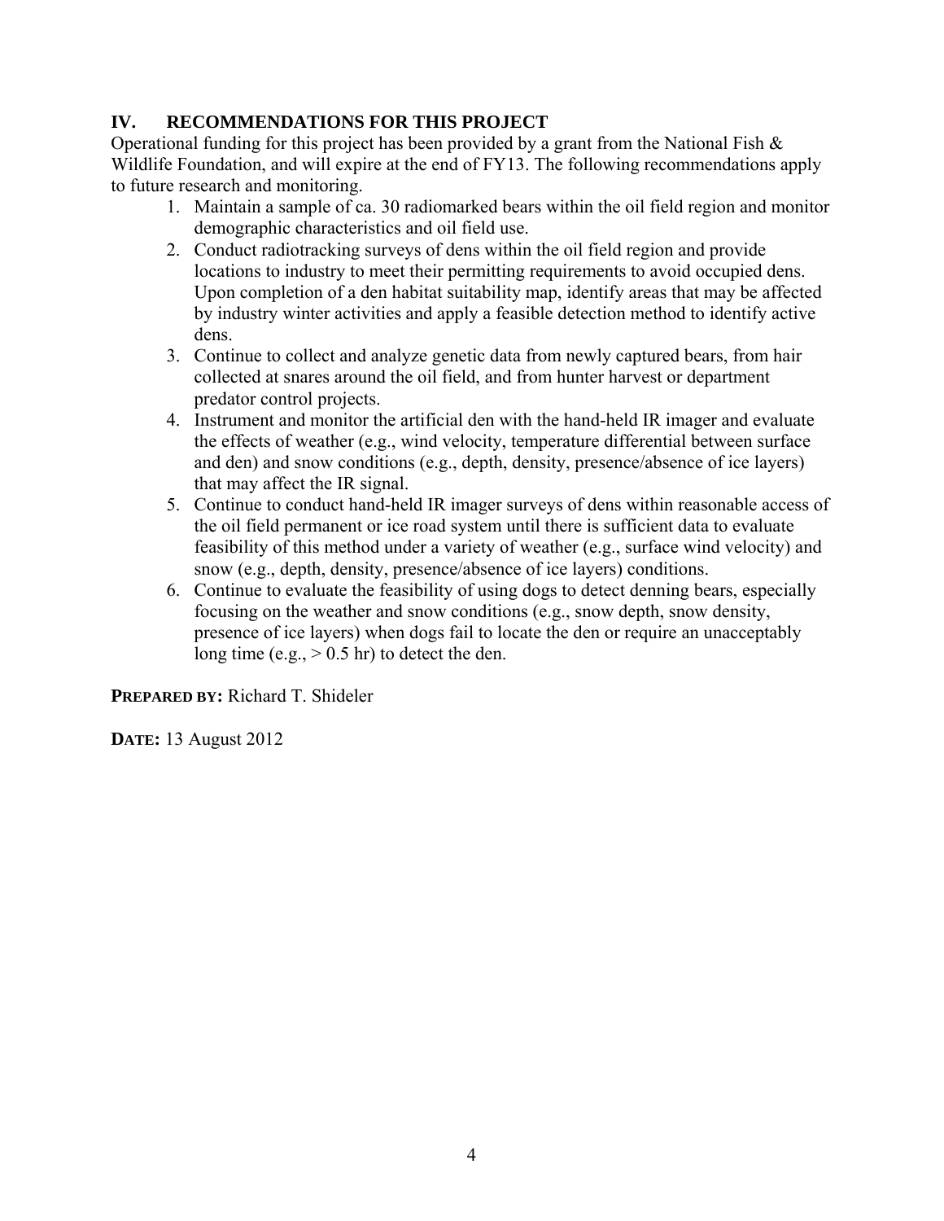## IV. RECOMMENDATIONS FOR THIS PROJECT

Operational funding for this project has been provided by a grant from the National Fish & Wildlife Foundation, and will expire at the end of FY13. The following recommendations apply to future research and monitoring.

1. Maintain a sample of ca. 30 radiomarked bears within the oil field region and monitor demographic characteristics and oil field use.
2. Conduct radiotracking surveys of dens within the oil field region and provide locations to industry to meet their permitting requirements to avoid occupied dens. Upon completion of a den habitat suitability map, identify areas that may be affected by industry winter activities and apply a feasible detection method to identify active dens.
3. Continue to collect and analyze genetic data from newly captured bears, from hair collected at snares around the oil field, and from hunter harvest or department predator control projects.
4. Instrument and monitor the artificial den with the hand-held IR imager and evaluate the effects of weather (e.g., wind velocity, temperature differential between surface and den) and snow conditions (e.g., depth, density, presence/absence of ice layers) that may affect the IR signal.
5. Continue to conduct hand-held IR imager surveys of dens within reasonable access of the oil field permanent or ice road system until there is sufficient data to evaluate feasibility of this method under a variety of weather (e.g., surface wind velocity) and snow (e.g., depth, density, presence/absence of ice layers) conditions.
6. Continue to evaluate the feasibility of using dogs to detect denning bears, especially focusing on the weather and snow conditions (e.g., snow depth, snow density, presence of ice layers) when dogs fail to locate the den or require an unacceptably long time (e.g., > 0.5 hr) to detect the den.

**PREPARED BY:** Richard T. Shideler

**DATE:** 13 August 2012